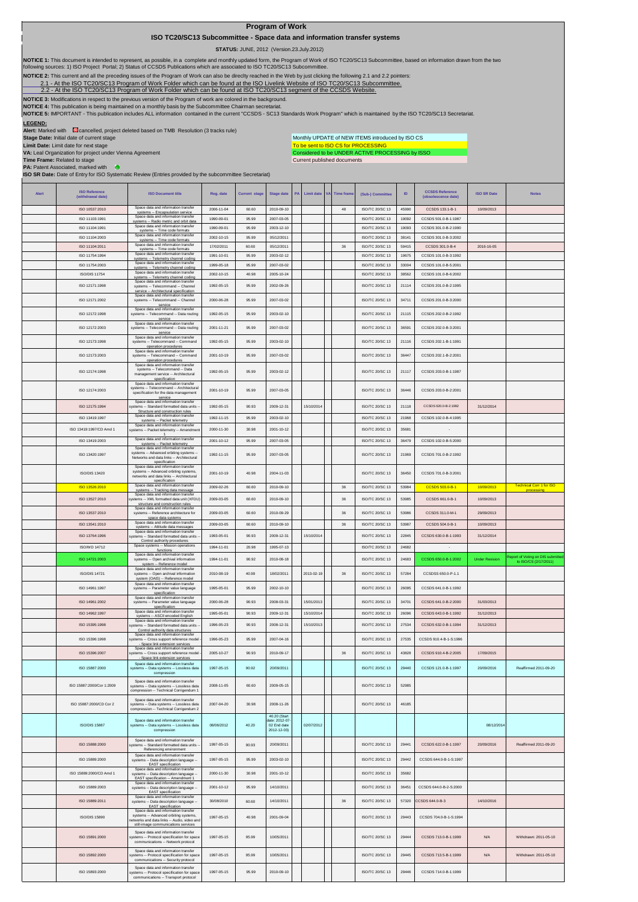# Program of Work

## ISO TC20/SC13 Subcommittee - Space data and information transfer systems

**STATUS:** JUNE, 2012 (Version.23.July.2012)

**NOTICE 1:** This document is intended to represent, as possible, in a complete and monthly updated form, the Program of Work of ISO TC20/SC13 Subcommittee, based on information drawn from the two following sources: 1) ISO Project Portal; 2) Status of CCSDS Publications which are associated to ISO TC20/SC13 Subcommittee.

**NOTICE 2:** This current and all the preceding issues of the Program of Work can also be directly reached in the Web by just clicking the following 2.1 and 2.2 pointers:

2.1 - At the ISO TC20/SC13 Program of Work Folder which can be found at the ISO Livelink Website of ISO TC20/SC13 Subcommittee.

2.2 - At the ISO TC20/SC13 Program of Work Folder which can be found at ISO TC20/SC13 segment of the CCSDS Website.

**NOTICE 3:** Modifications in respect to the previous version of the Program of work are colored in the background.

**NOTICE 4:** This publication is being maintained on a monthly basis by the Subcommittee Chairman secretariat.

**NOTICE 5:** IMPORTANT - This publication includes ALL information contained in the current "CCSDS - SC13 Standards Work Program" which is maintained by the ISO TC20/SC13 Secretariat.

**LEGEND:**

**Alert:** Marked with cancelled, project deleted based on TMB Resolution (3 tracks rule)

**Stage Date:** Initial date of current stage

**Limit Date:** Limit date for next stage

**VA:** Leal Organization for project under Vienna Agreement

**Time Frame:** Related to stage

**PA:** Patent Associated, marked with

**ISO SR Date:** Date of Entry for ISO Systematic Review (Entries provided by the subcommittee Secretariat)

Monthly UPDATE of NEW ITEMS introduced by ISO CS

To be sent to ISO CS for PROCESSING

Considered to be UNDER ACTIVE PROCESSING by ISSO

Current published documents

| Alert | ISO Reference (withdrawal date) | ISO Document title | Reg. date | Current stage | Stage date | PA | Limit date | VA | Time frame | (Sub-) Committee | ID | CCSDS Reference (obsolescence date) | ISO SR Date | Notes |
|---|---|---|---|---|---|---|---|---|---|---|---|---|---|---|
| | ISO 10537:2010 | Space data and information transfer systems -- Encapsulation service | 2006-11-04 | 60.60 | 2010-09-10 | | | | 48 | ISO/TC 20/SC 13 | 45990 | CCSDS 133.1-B-1 | 10/09/2013 | |
| | ISO 11103:1991 | Space data and information transfer systems -- Radio metric and orbit data | 1990-09-01 | 95.99 | 2007-03-05 | | | | | ISO/TC 20/SC 13 | 19092 | CCSDS 501.0-B-1:1987 | | |
| | ISO 11104:1991 | Space data and information transfer systems -- Time code formats | 1990-09-01 | 95.99 | 2003-12-10 | | | | | ISO/TC 20/SC 13 | 19093 | CCSDS 301.0-B-2:1990 | | |
| | ISO 11104:2003 | Space data and information transfer systems -- Time code formats | 2002-10-15 | 95.99 | 05/12/2011 | | | | | ISO/TC 20/SC 13 | 38141 | CCSDS 301.0-B-3:2002 | | |
| | ISO 11104:2011 | Space data and information transfer systems -- Time code formats | 17/02/2011 | 60.60 | 05/12/2011 | | | | 36 | ISO/TC 20/SC 13 | 59415 | CCSDS 301.0-B-4 | 2016-16-05 | |
| | ISO 11754:1994 | Space data and information transfer systems -- Telemetry channel coding | 1991-10-01 | 95.99 | 2003-02-12 | | | | | ISO/TC 20/SC 13 | 19675 | CCSDS 101.0-B-3:1992 | | |
| | ISO 11754:2003 | Space data and information transfer systems -- Telemetry channel coding | 1999-05-18 | 95.99 | 2007-03-02 | | | | | ISO/TC 20/SC 13 | 33004 | CCSDS 101.0-B-5:2001 | | |
| | ISO/DIS 11754 | Space data and information transfer systems -- Telemetry channel coding | 2002-10-15 | 40.98 | 2005-10-24 | | | | | ISO/TC 20/SC 13 | 38562 | CCSDS 101.0-B-6:2002 | | |
| | ISO 12171:1998 | Space data and information transfer systems -- Telecommand -- Channel service -- Architectural specification | 1992-05-15 | 95.99 | 2002-09-26 | | | | | ISO/TC 20/SC 13 | 21114 | CCSDS 201.0-B-2:1995 | | |
| | ISO 12171:2002 | Space data and information transfer systems -- Telecommand -- Channel service | 2000-06-28 | 95.99 | 2007-03-02 | | | | | ISO/TC 20/SC 13 | 34711 | CCSDS 201.0-B-3:2000 | | |
| | ISO 12172:1998 | Space data and information transfer systems -- Telecommand -- Data routing service | 1992-05-15 | 95.99 | 2003-02-10 | | | | | ISO/TC 20/SC 13 | 21115 | CCSDS 202.0-B-2:1992 | | |
| | ISO 12172:2003 | Space data and information transfer systems -- Telecommand -- Data routing service | 2001-11-21 | 95.99 | 2007-03-02 | | | | | ISO/TC 20/SC 13 | 36591 | CCSDS 202.0-B-3:2001 | | |
| | ISO 12173:1998 | Space data and information transfer systems -- Telecommand -- Command operation procedures | 1992-05-15 | 95.99 | 2003-02-10 | | | | | ISO/TC 20/SC 13 | 21116 | CCSDS 202.1-B-1:1991 | | |
| | ISO 12173:2003 | Space data and information transfer systems -- Telecommand -- Command operation procedures | 2001-10-19 | 95.99 | 2007-03-02 | | | | | ISO/TC 20/SC 13 | 36447 | CCSDS 202.1-B-2:2001 | | |
| | ISO 12174:1998 | Space data and information transfer systems -- Telecommand -- Data management service -- Architectural specification | 1992-05-15 | 95.99 | 2003-02-12 | | | | | ISO/TC 20/SC 13 | 21117 | CCSDS 203.0-B-1:1987 | | |
| | ISO 12174:2003 | Space data and information transfer systems -- Telecommand -- Architectural specification for the data management service | 2001-10-19 | 95.99 | 2007-03-05 | | | | | ISO/TC 20/SC 13 | 36446 | CCSDS 203.0-B-2:2001 | | |
| | ISO 12175:1994 | Space data and information transfer systems -- Standard formatted data units -- Structure and construction rules | 1992-05-15 | 90.93 | 2009-12-31 | | 15/10/2014 | | | ISO/TC 20/SC 13 | 21118 | CCSDS 620.0-B-2:1992 | 31/12/2014 | |
| | ISO 13419:1997 | Space data and information transfer systems -- Packet telemetry | 1992-11-15 | 95.99 | 2003-02-10 | | | | | ISO/TC 20/SC 13 | 21968 | CCSDS 102.0-B-4:1995 | | |
| | ISO 13419:1997/CD Amd 1 | Space data and information transfer systems -- Packet telemetry -- Amendment 1 | 2000-11-30 | 30.98 | 2001-10-12 | | | | | ISO/TC 20/SC 13 | 35681 | - | | |
| | ISO 13419:2003 | Space data and information transfer systems -- Packet telemetry | 2001-10-12 | 95.99 | 2007-03-05 | | | | | ISO/TC 20/SC 13 | 36479 | CCSDS 102.0-B-5:2000 | | |
| | ISO 13420:1997 | Space data and information transfer systems -- Advanced orbiting systems -- Networks and data links -- Architectural specification | 1992-11-15 | 95.99 | 2007-03-05 | | | | | ISO/TC 20/SC 13 | 21969 | CCSDS 701.0-B-2:1992 | | |
| | ISO/DIS 13420 | Space data and information transfer systems -- Advanced orbiting systems, networks and data links -- Architectural specification | 2001-10-19 | 40.98 | 2004-11-03 | | | | | ISO/TC 20/SC 13 | 36450 | CCSDS 701.0-B-3:2001 | | |
| | ISO 13526:2010 | Space data and information transfer systems -- Tracking data message | 2009-02-26 | 60.60 | 2010-09-10 | | | | 36 | ISO/TC 20/SC 13 | 53984 | CCSDS 503.0-B-1 | 10/09/2013 | Technical Corr 1 for ISO processing |
| | ISO 13527:2010 | Space data and information transfer systems -- XML formatted data unit (XFDU) structure and construction rules | 2009-03-05 | 60.60 | 2010-09-10 | | | | 36 | ISO/TC 20/SC 13 | 53985 | CCSDS 661.0-B-1 | 10/09/2013 | |
| | ISO 13537:2010 | Space data and information transfer systems -- Reference architecture for space data systems | 2009-03-05 | 60.60 | 2010-09-29 | | | | 36 | ISO/TC 20/SC 13 | 53986 | CCSDS 311.0-M-1 | 29/09/2013 | |
| | ISO 13541:2010 | Space data and information transfer systems -- Attitude data messages | 2009-03-05 | 60.60 | 2010-09-10 | | | | 36 | ISO/TC 20/SC 13 | 53987 | CCSDS 504.0-B-1 | 10/09/2013 | |
| | ISO 13764:1996 | Space data and information transfer systems -- Standard formatted data units -- Control authority procedures | 1993-05-01 | 90.93 | 2009-12-31 | | 15/10/2014 | | | ISO/TC 20/SC 13 | 22845 | CCSDS 630.0-B-1:1993 | 31/12/2014 | |
| | ISO/WD 14712 | Space systems -- Mission operations functions | 1994-11-01 | 20.98 | 1995-07-13 | | | | | ISO/TC 20/SC 13 | 24682 | - | | |
| | ISO 14721:2003 | Space data and information transfer systems -- Open archival information system -- Reference model | 1994-11-01 | 90.92 | 2010-08-18 | | | | | ISO/TC 20/SC 13 | 24683 | CCSDS 650.0-B-1:2002 | Under Revision | Report of Voting on DIS submitted to ISO/CS (2/17/2011) |
| | ISO/DIS 14721 | Space data and information transfer systems -- Open archival information system (OAIS) -- Reference model | 2010-08-19 | 40.99 | 18/02/2011 | | 2013-02-19 | | 36 | ISO/TC 20/SC 13 | 57284 | CCSDS 650.0-P-1.1 | | |
| | ISO 14961:1997 | Space data and information transfer systems -- Parameter value language specification | 1995-05-01 | 95.99 | 2002-10-10 | | | | | ISO/TC 20/SC 13 | 26095 | CCSDS 641.0-B-1:1992 | | |
| | ISO 14961:2002 | Space data and information transfer systems -- Parameter value language specification | 2000-06-28 | 90.93 | 2008-03-31 | | 15/01/2013 | | | ISO/TC 20/SC 13 | 34701 | CCSDS 641.0-B-2:2000 | 31/03/2013 | |
| | ISO 14962:1997 | Space data and information transfer systems -- ASCII encoded English | 1995-05-01 | 90.93 | 2009-12-31 | | 15/10/2014 | | | ISO/TC 20/SC 13 | 26096 | CCSDS 643.0-B-1:1992 | 31/12/2013 | |
| | ISO 15395:1998 | Space data and information transfer systems -- Standard formatted data units -- Control authority data structures | 1996-05-23 | 90.93 | 2008-12-31 | | 15/10/2013 | | | ISO/TC 20/SC 13 | 27534 | CCSDS 632.0-B-1:1994 | 31/12/2013 | |
| | ISO 15396:1998 | Space data and information transfer systems -- Cross support reference model -- Space link extension services | 1996-05-23 | 95.99 | 2007-04-16 | | | | | ISO/TC 20/SC 13 | 27535 | CCSDS 910.4-B-1-S:1996 | | |
| | ISO 15396:2007 | Space data and information transfer systems -- Cross support reference model -- Space link extension services | 2005-10-27 | 90.93 | 2010-09-17 | | | | 36 | ISO/TC 20/SC 13 | 43828 | CCSDS 910.4-B-2:2005 | 17/09/2015 | |
| | ISO 15887:2000 | Space data and information transfer systems -- Data systems -- Lossless data compression | 1997-05-15 | 90.92 | 20/09/2011 | | | | | ISO/TC 20/SC 13 | 29440 | CCSDS 121.0-B-1:1997 | 20/09/2016 | Reaffirmed 2011-09-20 |
| | ISO 15887:2000/Cor 1:2009 | Space data and information transfer systems -- Data systems -- Lossless data compression -- Technical Corrigendum 1 | 2008-11-05 | 60.60 | 2009-05-15 | | | | | ISO/TC 20/SC 13 | 52985 | | | |
| | ISO 15887:2000/CD Cor 2 | Space data and information transfer systems -- Data systems -- Lossless data compression -- Technical Corrigendum 2 | 2007-04-20 | 30.98 | 2008-11-26 | | | | | ISO/TC 20/SC 13 | 46185 | | | |
| | ISO/DIS 15887 | Space data and information transfer systems -- Data systems -- Lossless data compression | 08/06/2012 | 40.20 | 40.20 (Start date: 2012-07-02 End date 2012-12-03) | | 02/07/2012 | | | | | | 08/12/2014 | |
| | ISO 15888:2000 | Space data and information transfer systems -- Standard formatted data units -- Referencing environment | 1997-05-15 | 90.93 | 20/09/2011 | | | | | ISO/TC 20/SC 13 | 29441 | CCSDS 622.0-B-1:1997 | 20/09/2016 | Reaffirmed 2011-09-20 |
| | ISO 15889:2000 | Space data and information transfer systems -- Data description language -- EAST specification | 1997-05-15 | 95.99 | 2003-02-10 | | | | | ISO/TC 20/SC 13 | 29442 | CCSDS 644.0-B-1-S:1997 | | |
| | ISO 15889:2000/CD Amd 1 | Space data and information transfer systems -- Data description language -- EAST specification -- Amendment 1 | 2000-11-30 | 30.98 | 2001-10-12 | | | | | ISO/TC 20/SC 13 | 35682 | | | |
| | ISO 15889:2003 | Space data and information transfer systems -- Data description language -- EAST specification | 2001-10-12 | 95.99 | 14/10/2011 | | | | | ISO/TC 20/SC 13 | 36451 | CCSDS 644.0-B-2-S:2000 | | |
| | ISO 15889:2011 | Space data and information transfer systems -- Data description language -- EAST specification | 30/08/2010 | 60.60 | 14/10/2011 | | | | 36 | ISO/TC 20/SC 13 | 57320 | CCSDS 644.0-B-3 | 14/10/2016 | |
| | ISO/DIS 15890 | Space data and information transfer systems -- Advanced orbiting systems, networks and data links -- Audio, video and still-image communications services | 1997-05-15 | 40.98 | 2001-09-04 | | | | | ISO/TC 20/SC 13 | 29443 | CCSDS 704.0-B-1-S:1994 | | |
| | ISO 15891:2000 | Space data and information transfer systems -- Protocol specification for space communications -- Network protocol | 1997-05-15 | 95.99 | 10/05/2011 | | | | | ISO/TC 20/SC 13 | 29444 | CCSDS 713.0-B-1:1999 | N/A | Withdrawn: 2011-05-10 |
| | ISO 15892:2000 | Space data and information transfer systems -- Protocol specification for space communications -- Security protocol | 1997-05-15 | 95.99 | 10/05/2011 | | | | | ISO/TC 20/SC 13 | 29445 | CCSDS 713.5-B-1:1999 | N/A | Withdrawn: 2011-05-10 |
| | ISO 15893:2000 | Space data and information transfer systems -- Protocol specification for space communications -- Transport protocol | 1997-05-15 | 95.99 | 2010-09-10 | | | | | ISO/TC 20/SC 13 | 29446 | CCSDS 714.0-B-1:1999 | | |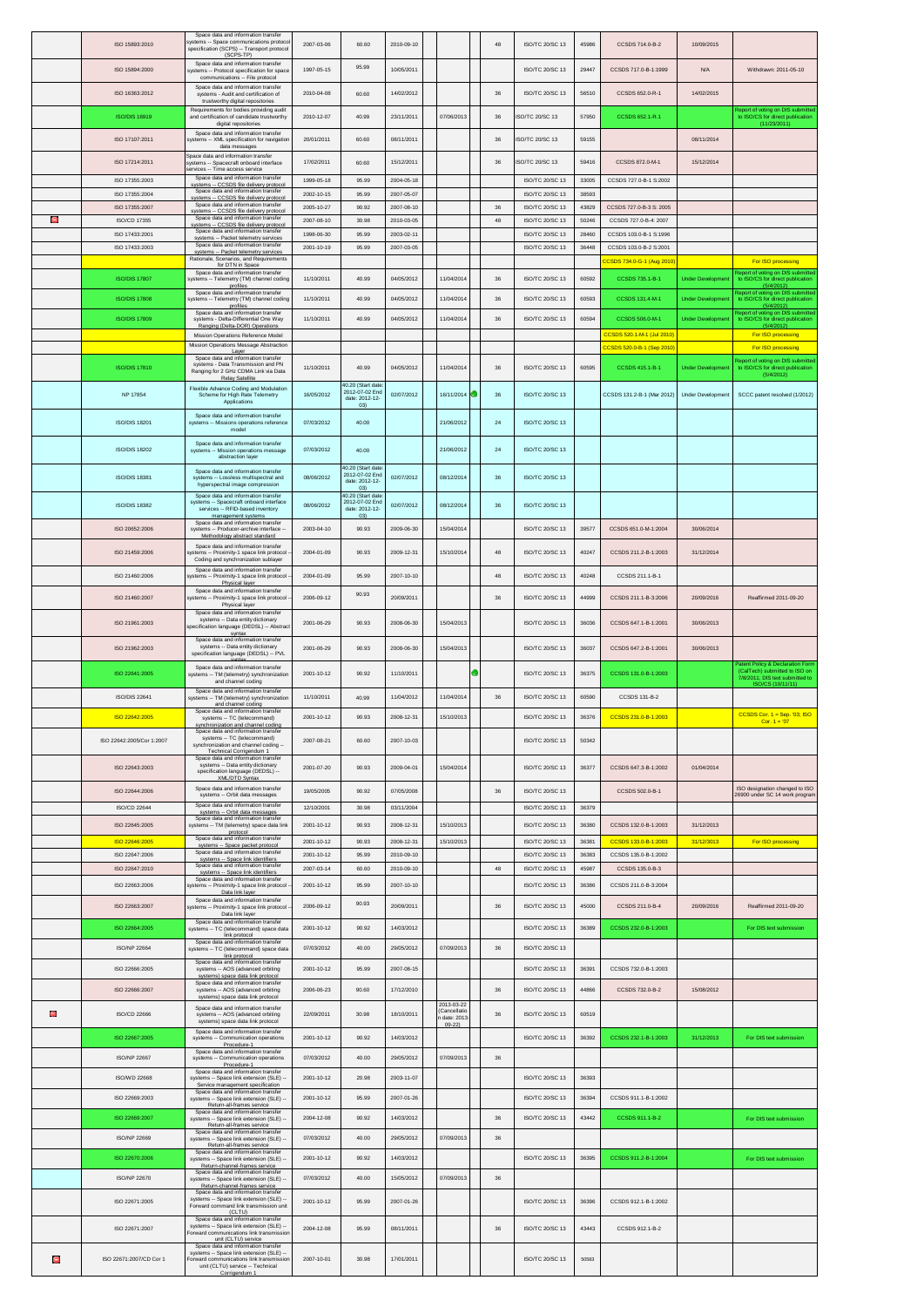| | | | | | | | | | | | | | |
|---|---|---|---|---|---|---|---|---|---|---|---|---|---|
| | ISO 15893:2010 | Space data and information transfer systems -- Space communications protocol specification (SCPS) -- Transport protocol (SCPS-TP) | 2007-03-06 | 60.60 | 2010-09-10 | | | 48 | ISO/TC 20/SC 13 | 45986 | CCSDS 714.0-B-2 | 10/09/2015 | |
| | ISO 15894:2000 | Space data and information transfer systems -- Protocol specification for space communications -- File protocol | 1997-05-15 | 95.99 | 10/05/2011 | | | | ISO/TC 20/SC 13 | 29447 | CCSDS 717.0-B-1:1999 | N/A | Withdrawn: 2011-05-10 |
| | ISO 16363:2012 | Space data and information transfer systems - Audit and certification of trustworthy digital repositories | 2010-04-08 | 60.60 | 14/02/2012 | | | 36 | ISO/TC 20/SC 13 | 56510 | CCSDS 652.0-R-1 | 14/02/2015 | |
| | ISO/DIS 16919 | Requirements for bodies providing audit and certification of candidate trustworthy digital repositories | 2010-12-07 | 40.99 | 23/11/2011 | 07/06/2013 | | 36 | ISO/TC 20/SC 13 | 57950 | CCSDS 652.1-R.1 | | Report of voting on DIS submitted to ISO/CS for direct publication (11/23/2011) |
| | ISO 17107:2011 | Space data and information transfer systems -- XML specification for navigation data messages | 20/01/2011 | 60.60 | 08/11/2011 | | | 36 | ISO/TC 20/SC 13 | 59155 | | 08/11/2014 | |
| | ISO 17214:2011 | Space data and information transfer systems -- Spacecraft onboard interface services -- Time access service | 17/02/2011 | 60.60 | 15/12/2011 | | | 36 | ISO/TC 20/SC 13 | 59416 | CCSDS 872.0-M-1 | 15/12/2014 | |
| | ISO 17355:2003 | Space data and information transfer systems -- CCSDS file delivery protocol | 1999-05-18 | 95.99 | 2004-05-18 | | | | ISO/TC 20/SC 13 | 33005 | CCSDS 727.0-B-1 S:2002 | | |
| | ISO 17355:2004 | Space data and information transfer systems -- CCSDS file delivery protocol | 2002-10-15 | 95.99 | 2007-05-07 | | | | ISO/TC 20/SC 13 | 38593 | | | |
| | ISO 17355:2007 | Space data and information transfer systems -- CCSDS file delivery protocol | 2005-10-27 | 90.92 | 2007-06-10 | | | 36 | ISO/TC 20/SC 13 | 43829 | CCSDS 727.0-B-3 S: 2005 | | |
| | ISO/CD 17355 | Space data and information transfer systems -- CCSDS file delivery protocol | 2007-08-10 | 30.98 | 2010-03-05 | | | 48 | ISO/TC 20/SC 13 | 50246 | CCSDS 727.0-B-4: 2007 | | |
| | ISO 17433:2001 | Space data and information transfer systems -- Packet telemetry services | 1998-06-30 | 95.99 | 2003-02-11 | | | | ISO/TC 20/SC 13 | 28460 | CCSDS 103.0-B-1 S:1996 | | |
| | ISO 17433:2003 | Space data and information transfer systems -- Packet telemetry services | 2001-10-19 | 95.99 | 2007-03-05 | | | | ISO/TC 20/SC 13 | 36448 | CCSDS 103.0-B-2 S:2001 | | |
| | | Rationale, Scenarios, and Requirements for DTN in Space | | | | | | | | | CCSDS 734.0-G-1 (Aug 2010) | | For ISO processing |
| | ISO/DIS 17807 | Space data and information transfer systems -- Telemetry (TM) channel coding profiles | 11/10/2011 | 40.99 | 04/05/2012 | 11/04/2014 | | 36 | ISO/TC 20/SC 13 | 60592 | CCSDS 735.1-B-1 | Under Development | Report of voting on DIS submitted to ISO/CS for direct publication (5/4/2012) |
| | ISO/DIS 17808 | Space data and information transfer systems -- Telemetry (TM) channel coding profiles | 11/10/2011 | 40.99 | 04/05/2012 | 11/04/2014 | | 36 | ISO/TC 20/SC 13 | 60593 | CCSDS 131.4-M-1 | Under Development | Report of voting on DIS submitted to ISO/CS for direct publication (5/4/2012) |
| | ISO/DIS 17809 | Space data and information transfer systems - Delta-Differential One Way Ranging (Delta-DOR) Operations | 11/10/2011 | 40.99 | 04/05/2012 | 11/04/2014 | | 36 | ISO/TC 20/SC 13 | 60594 | CCSDS 506.0-M-1 | Under Development | Report of voting on DIS submitted to ISO/CS for direct publication (5/4/2012) |
| | | Mission Operations Reference Model | | | | | | | | | CCSDS 520.1-M-1 (Jul 2010) | | For ISO processing |
| | | Mission Operations Message Abstraction Layer | | | | | | | | | CCSDS 520.0-B-1 (Sep 2010) | | For ISO processing |
| | ISO/DIS 17810 | Space data and information transfer systems - Data Transmission and PN Ranging for 2 GHz CDMA Link via Data Relay Satellite | 11/10/2011 | 40.99 | 04/05/2012 | 11/04/2014 | | 36 | ISO/TC 20/SC 13 | 60595 | CCSDS 415.1-B-1 | Under Development | Report of voting on DIS submitted to ISO/CS for direct publication (5/4/2012) |
| | NP 17854 | Flexible Advance Coding and Modulation Scheme for High Rate Telemetry Applications | 16/05/2012 | 40.20 (Start date: 2012-07-02 End date: 2012-12-03) | 02/07/2012 | 16/11/2014 | | 36 | ISO/TC 20/SC 13 | | CCSDS 131.2-B-1 (Mar 2012) | Under Development | SCCC patent resolved (1/2012) |
| | ISO/DIS 18201 | Space data and information transfer systems -- Missions operations reference model | 07/03/2012 | 40.00 | | 21/06/2012 | | 24 | ISO/TC 20/SC 13 | | | | |
| | ISO/DIS 18202 | Space data and information transfer systems -- Mission operations message abstraction layer | 07/03/2012 | 40.00 | | 21/06/2012 | | 24 | ISO/TC 20/SC 13 | | | | |
| | ISO/DIS 18381 | Space data and information transfer systems -- Lossless multispectral and hyperspectral image compression | 08/06/2012 | 40.20 (Start date: 2012-07-02 End date: 2012-12-03) | 02/07/2012 | 08/12/2014 | | 36 | ISO/TC 20/SC 13 | | | | |
| | ISO/DIS 18382 | Space data and information transfer systems -- Spacecraft onboard interface services -- RFID-based inventory management systems | 08/06/2012 | 40.20 (Start date: 2012-07-02 End date: 2012-12-03) | 02/07/2012 | 08/12/2014 | | 36 | ISO/TC 20/SC 13 | | | | |
| | ISO 20652:2006 | Space data and information transfer systems -- Producer-archive interface -- Methodology abstract standard | 2003-04-10 | 90.93 | 2009-06-30 | 15/04/2014 | | | ISO/TC 20/SC 13 | 39577 | CCSDS 651.0-M-1:2004 | 30/06/2014 | |
| | ISO 21459:2006 | Space data and information transfer systems -- Proximity-1 space link protocol -- Coding and synchronization sublayer | 2004-01-09 | 90.93 | 2009-12-31 | 15/10/2014 | | 48 | ISO/TC 20/SC 13 | 40247 | CCSDS 211.2-B-1:2003 | 31/12/2014 | |
| | ISO 21460:2006 | Space data and information transfer systems -- Proximity-1 space link protocol -- Physical layer | 2004-01-09 | 95.99 | 2007-10-10 | | | 48 | ISO/TC 20/SC 13 | 40248 | CCSDS 211.1-B-1 | | |
| | ISO 21460:2007 | Space data and information transfer systems -- Proximity-1 space link protocol -- Physical layer | 2006-09-12 | 90.93 | 20/09/2011 | | | 36 | ISO/TC 20/SC 13 | 44999 | CCSDS 211.1-B-3:2006 | 20/09/2016 | Reaffirmed 2011-09-20 |
| | ISO 21961:2003 | Space data and information transfer systems -- Data entity dictionary specification language (DEDSL) -- Abstract syntax | 2001-06-29 | 90.93 | 2008-06-30 | 15/04/2013 | | | ISO/TC 20/SC 13 | 36036 | CCSDS 647.1-B-1:2001 | 30/06/2013 | |
| | ISO 21962:2003 | Space data and information transfer systems -- Data entity dictionary specification language (DEDSL) -- PVL syntax | 2001-06-29 | 90.93 | 2008-06-30 | 15/04/2013 | | | ISO/TC 20/SC 13 | 36037 | CCSDS 647.2-B-1:2001 | 30/06/2013 | |
| | ISO 22641:2005 | Space data and information transfer systems -- TM (telemetry) synchronization and channel coding | 2001-10-12 | 90.92 | 11/10/2011 | | | | ISO/TC 20/SC 13 | 36375 | CCSDS 131.0-B-1:2003 | | Patent Policy & Declaration Form (CalTech) submitted to ISO on 7/8/2011; DIS text submitted to ISO/CS (10/11/11) |
| | ISO/DIS 22641 | Space data and information transfer systems -- TM (telemetry) synchronization and channel coding | 11/10/2011 | 40.99 | 11/04/2012 | 11/04/2014 | | 36 | ISO/TC 20/SC 13 | 60590 | CCSDS 131-B-2 | | |
| | ISO 22642:2005 | Space data and information transfer systems -- TC (telecommand) synchronization and channel coding | 2001-10-12 | 90.93 | 2008-12-31 | 15/10/2013 | | | ISO/TC 20/SC 13 | 36376 | CCSDS 231.0-B-1:2003 | | CCSDS Cor. 1 = Sep. '03; ISO Cor. 1 = '07 |
| | ISO 22642:2005/Cor 1:2007 | Space data and information transfer systems -- TC (telecommand) synchronization and channel coding -- Technical Corrigendum 1 | 2007-08-21 | 60.60 | 2007-10-03 | | | | ISO/TC 20/SC 13 | 50342 | | | |
| | ISO 22643:2003 | Space data and information transfer systems -- Data entity dictionary specification language (DEDSL) -- XML/DTD Syntax | 2001-07-20 | 90.93 | 2009-04-01 | 15/04/2014 | | | ISO/TC 20/SC 13 | 36377 | CCSDS 647.3-B-1:2002 | 01/04/2014 | |
| | ISO 22644:2006 | Space data and information transfer systems -- Orbit data messages | 19/05/2005 | 90.92 | 07/05/2008 | | | 36 | ISO/TC 20/SC 13 | | CCSDS 502.0-B-1 | | ISO designation changed to ISO 26900 under SC 14 work program |
| | ISO/CD 22644 | Space data and information transfer systems -- Orbit data messages | 12/10/2001 | 30.98 | 03/11/2004 | | | | ISO/TC 20/SC 13 | 36379 | | | |
| | ISO 22645:2005 | Space data and information transfer systems -- TM (telemetry) space data link protocol | 2001-10-12 | 90.93 | 2008-12-31 | 15/10/2013 | | | ISO/TC 20/SC 13 | 36380 | CCSDS 132.0-B-1:2003 | 31/12/2013 | |
| | ISO 22646:2005 | Space data and information transfer systems -- Space packet protocol | 2001-10-12 | 90.93 | 2008-12-31 | 15/10/2013 | | | ISO/TC 20/SC 13 | 36381 | CCSDS 133.0-B-1:2003 | 31/12/2013 | For ISO processing |
| | ISO 22647:2006 | Space data and information transfer systems -- Space link identifiers | 2001-10-12 | 95.99 | 2010-09-10 | | | | ISO/TC 20/SC 13 | 36383 | CCSDS 135.0-B-1:2002 | | |
| | ISO 22647:2010 | Space data and information transfer systems -- Space link identifiers | 2007-03-14 | 60.60 | 2010-09-10 | | | 48 | ISO/TC 20/SC 13 | 45987 | CCSDS 135.0-B-3 | | |
| | ISO 22663:2006 | Space data and information transfer systems -- Proximity-1 space link protocol -- Data link layer | 2001-10-12 | 95.99 | 2007-10-10 | | | | ISO/TC 20/SC 13 | 36386 | CCSDS 211.0-B-3:2004 | | |
| | ISO 22663:2007 | Space data and information transfer systems -- Proximity-1 space link protocol -- Data link layer | 2006-09-12 | 90.93 | 20/09/2011 | | | 36 | ISO/TC 20/SC 13 | 45000 | CCSDS 211.0-B-4 | 20/09/2016 | Reaffirmed 2011-09-20 |
| | ISO 22664:2005 | Space data and information transfer systems -- TC (telecommand) space data link protocol | 2001-10-12 | 90.92 | 14/03/2012 | | | | ISO/TC 20/SC 13 | 36389 | CCSDS 232.0-B-1:2003 | | For DIS text submission |
| | ISO/NP 22664 | Space data and information transfer systems -- TC (telecommand) space data link protocol | 07/03/2012 | 40.00 | 29/05/2012 | 07/09/2013 | | 36 | ISO/TC 20/SC 13 | | | | |
| | ISO 22666:2005 | Space data and information transfer systems -- AOS (advanced orbiting systems) space data link protocol | 2001-10-12 | 95.99 | 2007-06-15 | | | | ISO/TC 20/SC 13 | 36391 | CCSDS 732.0-B-1:2003 | | |
| | ISO 22666:2007 | Space data and information transfer systems -- AOS (advanced orbiting systems) space data link protocol | 2006-06-23 | 90.60 | 17/12/2010 | | | 36 | ISO/TC 20/SC 13 | 44866 | CCSDS 732.0-B-2 | 15/08/2012 | |
| | ISO/CD 22666 | Space data and information transfer systems -- AOS (advanced orbiting systems) space data link protocol | 22/09/2011 | 30.98 | 18/10/2011 | 2013-03-22 (Cancellation date: 2013-09-22) | | 36 | ISO/TC 20/SC 13 | 60519 | | | |
| | ISO 22667:2005 | Space data and information transfer systems -- Communication operations Procedure-1 | 2001-10-12 | 90.92 | 14/03/2012 | | | | ISO/TC 20/SC 13 | 36392 | CCSDS 232.1-B-1:2003 | 31/12/2013 | For DIS text submission |
| | ISO/NP 22667 | Space data and information transfer systems -- Communication operations Procedure-1 | 07/03/2012 | 40.00 | 29/05/2012 | 07/09/2013 | | 36 | | | | | |
| | ISO/WD 22668 | Space data and information transfer systems -- Space link extension (SLE) -- Service management specification | 2001-10-12 | 20.98 | 2003-11-07 | | | | ISO/TC 20/SC 13 | 36393 | | | |
| | ISO 22669:2003 | Space data and information transfer systems -- Space link extension (SLE) -- Return-all-frames service | 2001-10-12 | 95.99 | 2007-01-26 | | | | ISO/TC 20/SC 13 | 36394 | CCSDS 911.1-B-1:2002 | | |
| | ISO 22669:2007 | Space data and information transfer systems -- Space link extension (SLE) -- Return-all-frames service | 2004-12-08 | 90.92 | 14/03/2012 | | | 36 | ISO/TC 20/SC 13 | 43442 | CCSDS 911.1-B-2 | | For DIS text submission |
| | ISO/NP 22669 | Space data and information transfer systems -- Space link extension (SLE) -- Return-all-frames service | 07/03/2012 | 40.00 | 29/05/2012 | 07/09/2013 | | 36 | | | | | |
| | ISO 22670:2006 | Space data and information transfer systems -- Space link extension (SLE) -- Return-channel-frames service | 2001-10-12 | 90.92 | 14/03/2012 | | | | ISO/TC 20/SC 13 | 36395 | CCSDS 911.2-B-1:2004 | | For DIS text submission |
| | ISO/NP 22670 | Space data and information transfer systems -- Space link extension (SLE) -- Return-channel-frames service | 07/03/2012 | 40.00 | 15/05/2012 | 07/09/2013 | | 36 | | | | | |
| | ISO 22671:2005 | Space data and information transfer systems -- Space link extension (SLE) -- Forward command link transmission unit (CLTU) | 2001-10-12 | 95.99 | 2007-01-26 | | | | ISO/TC 20/SC 13 | 36396 | CCSDS 912.1-B-1:2002 | | |
| | ISO 22671:2007 | Space data and information transfer systems -- Space link extension (SLE) -- Forward communications link transmission unit (CLTU) service | 2004-12-08 | 95.99 | 08/11/2011 | | | 36 | ISO/TC 20/SC 13 | 43443 | CCSDS 912.1-B-2 | | |
| | ISO 22671:2007/CD Cor 1 | Space data and information transfer systems -- Space link extension (SLE) -- Forward communications link transmission unit (CLTU) service -- Technical Corrigendum 1 | 2007-10-01 | 30.98 | 17/01/2011 | | | | ISO/TC 20/SC 13 | 50583 | | | |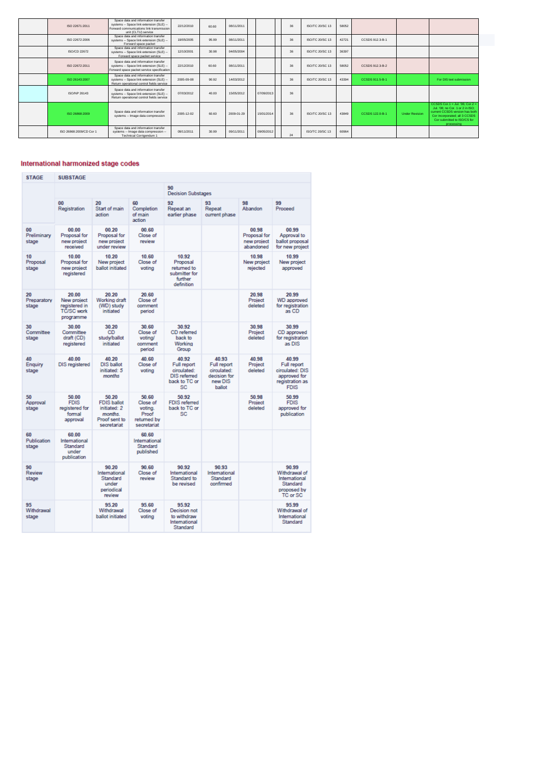| | | | | | | | | | | | | | | |
|---|---|---|---|---|---|---|---|---|---|---|---|---|---|---|
| | ISO 22671:2011 | Space data and information transfer systems -- Space link extension (SLE) -- Forward communications link transmission unit (CLTU) service | 22/12/2010 | 60.60 | 08/11/2011 | | | | 36 | ISO/TC 20/SC 13 | 58052 | | | |
| | ISO 22672:2006 | Space data and information transfer systems -- Space link extension (SLE) -- Forward space packet | 19/05/2005 | 95.99 | 08/11/2011 | | | | 36 | ISO/TC 20/SC 13 | 42721 | CCSDS 912.3-B-1 | | |
| | ISO/CD 22672 | Space data and information transfer systems -- Space link extension (SLE) -- Forward space packet service | 12/10/2001 | 30.98 | 04/05/2004 | | | | 36 | ISO/TC 20/SC 13 | 36397 | | | |
| | ISO 22672:2011 | Space data and information transfer systems -- Space link extension (SLE) -- Forward space packet service specification | 22/12/2010 | 60.60 | 08/11/2011 | | | | 36 | ISO/TC 20/SC 13 | 58052 | CCSDS 912.3-B-2 | | |
| | ISO 26143:2007 | Space data and information transfer systems -- Space link extension (SLE) -- Return operational control fields service | 2005-09-08 | 90.92 | 14/03/2012 | | | | 36 | ISO/TC 20/SC 13 | 43394 | CCSDS 911.5-B-1 | | For DIS text submission |
| | ISO/NP 26143 | Space data and information transfer systems -- Space link extension (SLE) -- Return operational control fields service | 07/03/2012 | 40.00 | 15/05/2012 | | 07/09/2013 | | 36 | | | | | |
| | ISO 26868:2009 | Space data and information transfer systems -- Image data compression | 2005-12-02 | 60.60 | 2009-01-29 | | 15/01/2014 | | 36 | ISO/TC 20/SC 13 | 43849 | CCSDS 122.0-B-1 | Under Revision | CCSDS Cor.1 = Jul. '08; Cor.2 = Jul. '08; no Cor. 1 or 2 in ISO; current CCSDS version has both Cor incorporated; all 3 CCSDS Cor submitted to ISO/CS for processing |
| | ISO 26868:2009/CD Cor 1 | Space data and information transfer systems -- Image data compression -- Technical Corrigendum 1 | 09/11/2011 | 30.99 | 09/11/2011 | | 09/05/2012 | | 24 | ISO/TC 20/SC 13 | 60964 | | | |

## International harmonized stage codes

| STAGE | SUBSTAGE | | | | | | |
|---|---|---|---|---|---|---|---|
| | | | | 90 Decision Substages | | | |
| | 00 Registration | 20 Start of main action | 60 Completion of main action | 92 Repeat an earlier phase | 93 Repeat current phase | 98 Abandon | 99 Proceed |
| 00 Preliminary stage | 00.00 Proposal for new project received | 00.20 Proposal for new project under review | 00.60 Close of review | | | 00.98 Proposal for new project abandoned | 00.99 Approval to ballot proposal for new project |
| 10 Proposal stage | 10.00 Proposal for new project registered | 10.20 New project ballot initiated | 10.60 Close of voting | 10.92 Proposal returned to submitter for further definition | | 10.98 New project rejected | 10.99 New project approved |
| 20 Preparatory stage | 20.00 New project registered in TC/SC work programme | 20.20 Working draft (WD) study initiated | 20.60 Close of comment period | | | 20.98 Project deleted | 20.99 WD approved for registration as CD |
| 30 Committee stage | 30.00 Committee draft (CD) registered | 30.20 CD study/ballot initiated | 30.60 Close of voting/ comment period | 30.92 CD referred back to Working Group | | 30.98 Project deleted | 30.99 CD approved for registration as DIS |
| 40 Enquiry stage | 40.00 DIS registered | 40.20 DIS ballot initiated: 5 *months* | 40.60 Close of voting | 40.92 Full report circulated: DIS referred back to TC or SC | 40.93 Full report circulated: decision for new DIS ballot | 40.98 Project deleted | 40.99 Full report circulated: DIS approved for registration as FDIS |
| 50 Approval stage | 50.00 FDIS registered for formal approval | 50.20 FDIS ballot initiated: 2 *months*. Proof sent to secretariat | 50.60 Close of voting. Proof returned by secretariat | 50.92 FDIS referred back to TC or SC | | 50.98 Project deleted | 50.99 FDIS approved for publication |
| 60 Publication stage | 60.00 International Standard under publication | | 60.60 International Standard published | | | | |
| 90 Review stage | | 90.20 International Standard under periodical review | 90.60 Close of review | 90.92 International Standard to be revised | 90.93 International Standard confirmed | | 90.99 Withdrawal of International Standard proposed by TC or SC |
| 95 Withdrawal stage | | 95.20 Withdrawal ballot initiated | 95.60 Close of voting | 95.92 Decision not to withdraw International Standard | | | 95.99 Withdrawal of International Standard |